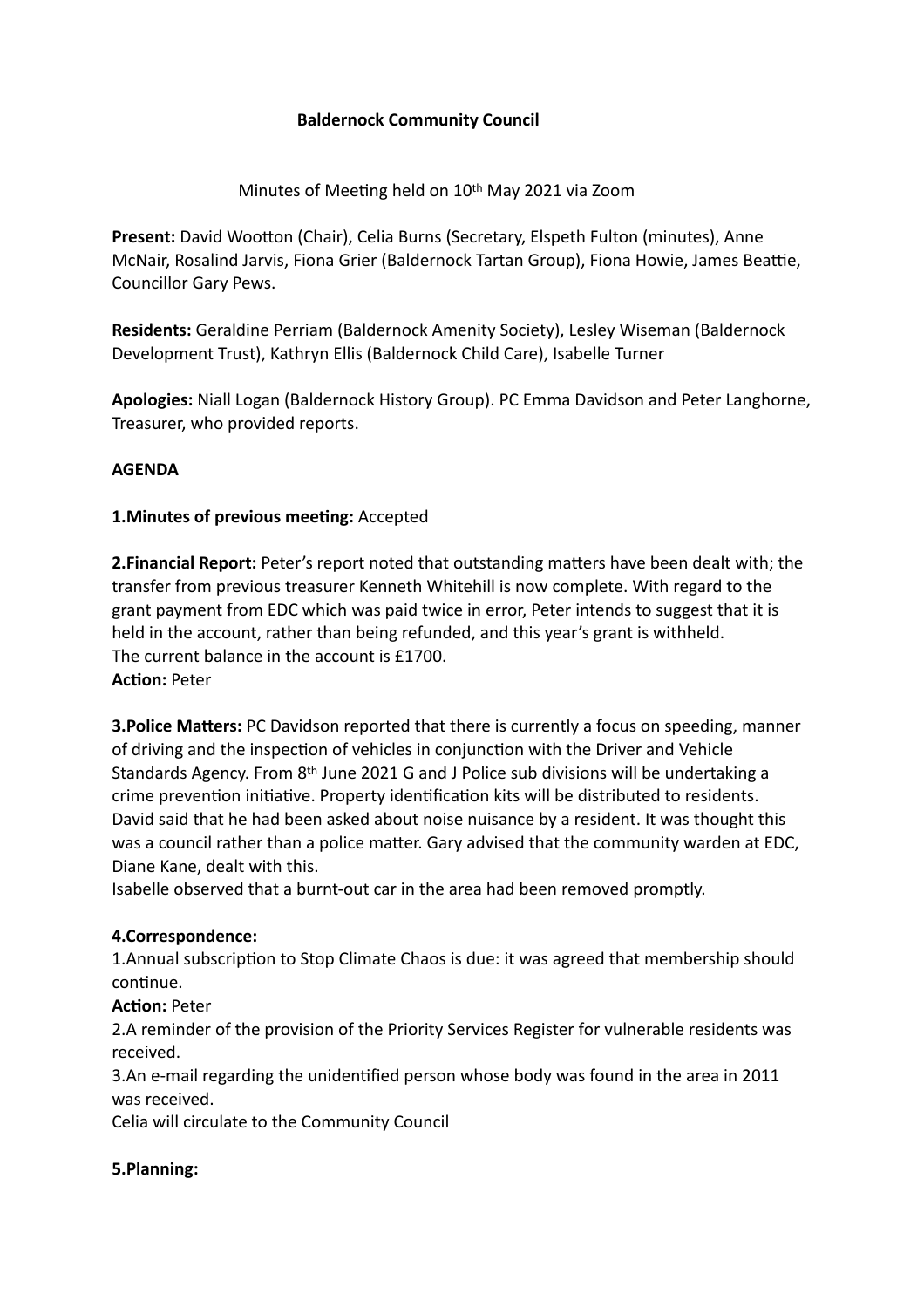**Baldernock Community Council**

Minutes of Meeting held on 10th May 2021 via Zoom

**Present:** David Wootton (Chair), Celia Burns (Secretary, Elspeth Fulton (minutes), Anne McNair, Rosalind Jarvis, Fiona Grier (Baldernock Tartan Group), Fiona Howie, James Beattie, Councillor Gary Pews.

**Residents:** Geraldine Perriam (Baldernock Amenity Society), Lesley Wiseman (Baldernock Development Trust), Kathryn Ellis (Baldernock Child Care), Isabelle Turner

**Apologies:** Niall Logan (Baldernock History Group). PC Emma Davidson and Peter Langhorne, Treasurer, who provided reports.

**AGENDA**

**1.Minutes of previous meeting:** Accepted

**2.Financial Report:** Peter's report noted that outstanding matters have been dealt with; the transfer from previous treasurer Kenneth Whitehill is now complete. With regard to the grant payment from EDC which was paid twice in error, Peter intends to suggest that it is held in the account, rather than being refunded, and this year's grant is withheld.
The current balance in the account is £1700.
**Action:** Peter

**3.Police Matters:** PC Davidson reported that there is currently a focus on speeding, manner of driving and the inspection of vehicles in conjunction with the Driver and Vehicle Standards Agency. From 8th June 2021 G and J Police sub divisions will be undertaking a crime prevention initiative. Property identification kits will be distributed to residents.
David said that he had been asked about noise nuisance by a resident. It was thought this was a council rather than a police matter. Gary advised that the community warden at EDC, Diane Kane, dealt with this.
Isabelle observed that a burnt-out car in the area had been removed promptly.

**4.Correspondence:**

1.Annual subscription to Stop Climate Chaos is due: it was agreed that membership should continue.
**Action:** Peter
2.A reminder of the provision of the Priority Services Register for vulnerable residents was received.
3.An e-mail regarding the unidentified person whose body was found in the area in 2011 was received.
Celia will circulate to the Community Council

**5.Planning:**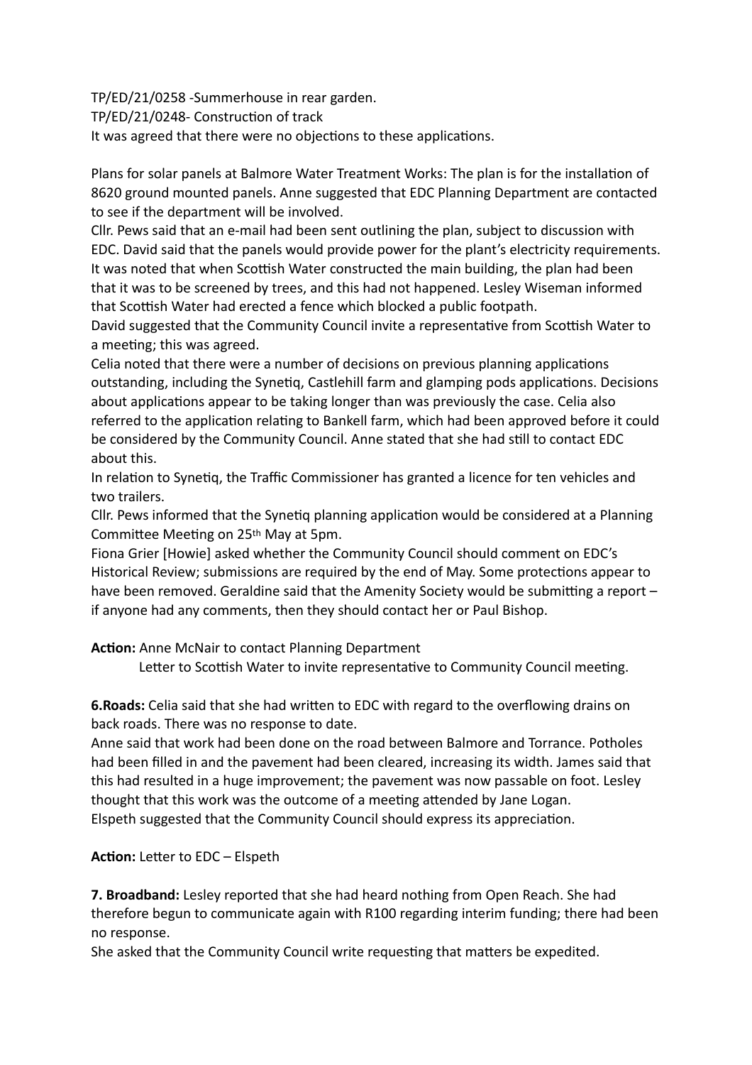TP/ED/21/0258 -Summerhouse in rear garden.
TP/ED/21/0248- Construction of track
It was agreed that there were no objections to these applications.

Plans for solar panels at Balmore Water Treatment Works: The plan is for the installation of 8620 ground mounted panels. Anne suggested that EDC Planning Department are contacted to see if the department will be involved.
Cllr. Pews said that an e-mail had been sent outlining the plan, subject to discussion with EDC. David said that the panels would provide power for the plant's electricity requirements. It was noted that when Scottish Water constructed the main building, the plan had been that it was to be screened by trees, and this had not happened. Lesley Wiseman informed that Scottish Water had erected a fence which blocked a public footpath.
David suggested that the Community Council invite a representative from Scottish Water to a meeting; this was agreed.
Celia noted that there were a number of decisions on previous planning applications outstanding, including the Synetiq, Castlehill farm and glamping pods applications. Decisions about applications appear to be taking longer than was previously the case. Celia also referred to the application relating to Bankell farm, which had been approved before it could be considered by the Community Council. Anne stated that she had still to contact EDC about this.
In relation to Synetiq, the Traffic Commissioner has granted a licence for ten vehicles and two trailers.
Cllr. Pews informed that the Synetiq planning application would be considered at a Planning Committee Meeting on 25th May at 5pm.
Fiona Grier [Howie] asked whether the Community Council should comment on EDC's Historical Review; submissions are required by the end of May. Some protections appear to have been removed. Geraldine said that the Amenity Society would be submitting a report – if anyone had any comments, then they should contact her or Paul Bishop.

**Action:** Anne McNair to contact Planning Department
Letter to Scottish Water to invite representative to Community Council meeting.

**6.Roads:** Celia said that she had written to EDC with regard to the overflowing drains on back roads. There was no response to date.
Anne said that work had been done on the road between Balmore and Torrance. Potholes had been filled in and the pavement had been cleared, increasing its width. James said that this had resulted in a huge improvement; the pavement was now passable on foot. Lesley thought that this work was the outcome of a meeting attended by Jane Logan.
Elspeth suggested that the Community Council should express its appreciation.

**Action:** Letter to EDC – Elspeth

**7. Broadband:** Lesley reported that she had heard nothing from Open Reach. She had therefore begun to communicate again with R100 regarding interim funding; there had been no response.
She asked that the Community Council write requesting that matters be expedited.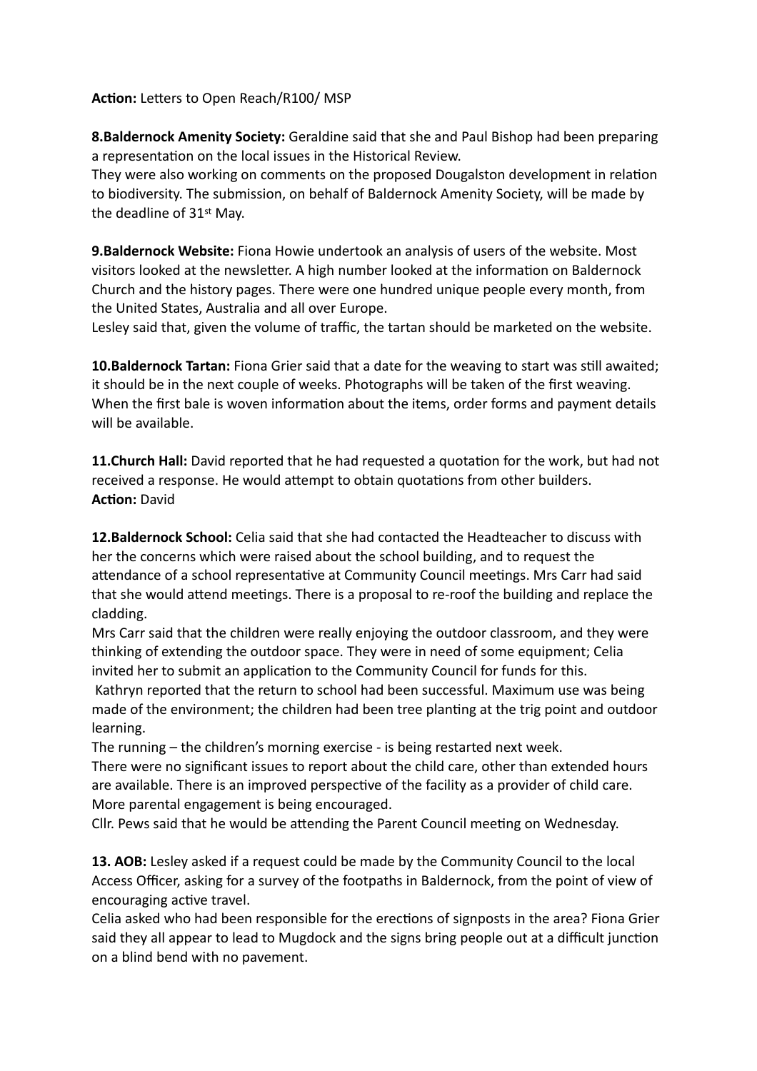**Action:** Letters to Open Reach/R100/ MSP

**8.Baldernock Amenity Society:** Geraldine said that she and Paul Bishop had been preparing a representation on the local issues in the Historical Review.
They were also working on comments on the proposed Dougalston development in relation to biodiversity. The submission, on behalf of Baldernock Amenity Society, will be made by the deadline of 31st May.

**9.Baldernock Website:** Fiona Howie undertook an analysis of users of the website. Most visitors looked at the newsletter. A high number looked at the information on Baldernock Church and the history pages. There were one hundred unique people every month, from the United States, Australia and all over Europe.
Lesley said that, given the volume of traffic, the tartan should be marketed on the website.

**10.Baldernock Tartan:** Fiona Grier said that a date for the weaving to start was still awaited; it should be in the next couple of weeks. Photographs will be taken of the first weaving. When the first bale is woven information about the items, order forms and payment details will be available.

**11.Church Hall:** David reported that he had requested a quotation for the work, but had not received a response. He would attempt to obtain quotations from other builders.
**Action:** David

**12.Baldernock School:** Celia said that she had contacted the Headteacher to discuss with her the concerns which were raised about the school building, and to request the attendance of a school representative at Community Council meetings. Mrs Carr had said that she would attend meetings. There is a proposal to re-roof the building and replace the cladding.
Mrs Carr said that the children were really enjoying the outdoor classroom, and they were thinking of extending the outdoor space. They were in need of some equipment; Celia invited her to submit an application to the Community Council for funds for this.
Kathryn reported that the return to school had been successful. Maximum use was being made of the environment; the children had been tree planting at the trig point and outdoor learning.
The running – the children's morning exercise - is being restarted next week.
There were no significant issues to report about the child care, other than extended hours are available. There is an improved perspective of the facility as a provider of child care. More parental engagement is being encouraged.
Cllr. Pews said that he would be attending the Parent Council meeting on Wednesday.

**13. AOB:** Lesley asked if a request could be made by the Community Council to the local Access Officer, asking for a survey of the footpaths in Baldernock, from the point of view of encouraging active travel.
Celia asked who had been responsible for the erections of signposts in the area? Fiona Grier said they all appear to lead to Mugdock and the signs bring people out at a difficult junction on a blind bend with no pavement.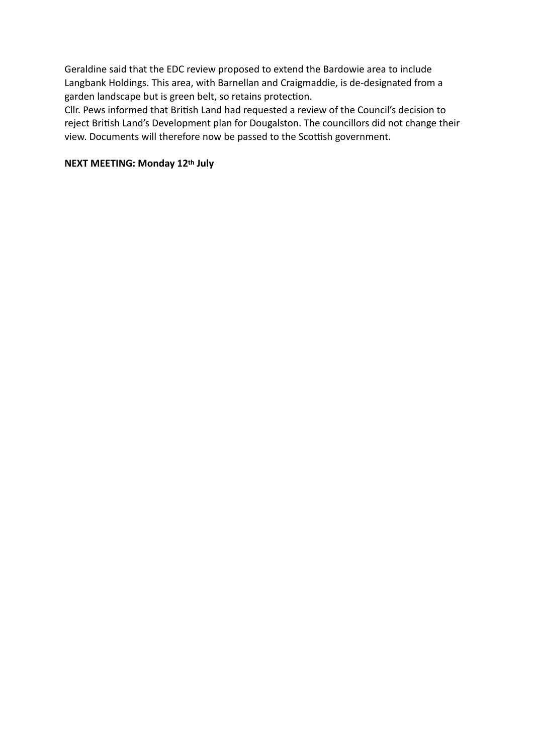Geraldine said that the EDC review proposed to extend the Bardowie area to include Langbank Holdings. This area, with Barnellan and Craigmaddie, is de-designated from a garden landscape but is green belt, so retains protection.

Cllr. Pews informed that British Land had requested a review of the Council's decision to reject British Land's Development plan for Dougalston. The councillors did not change their view. Documents will therefore now be passed to the Scottish government.

**NEXT MEETING: Monday 12th July**